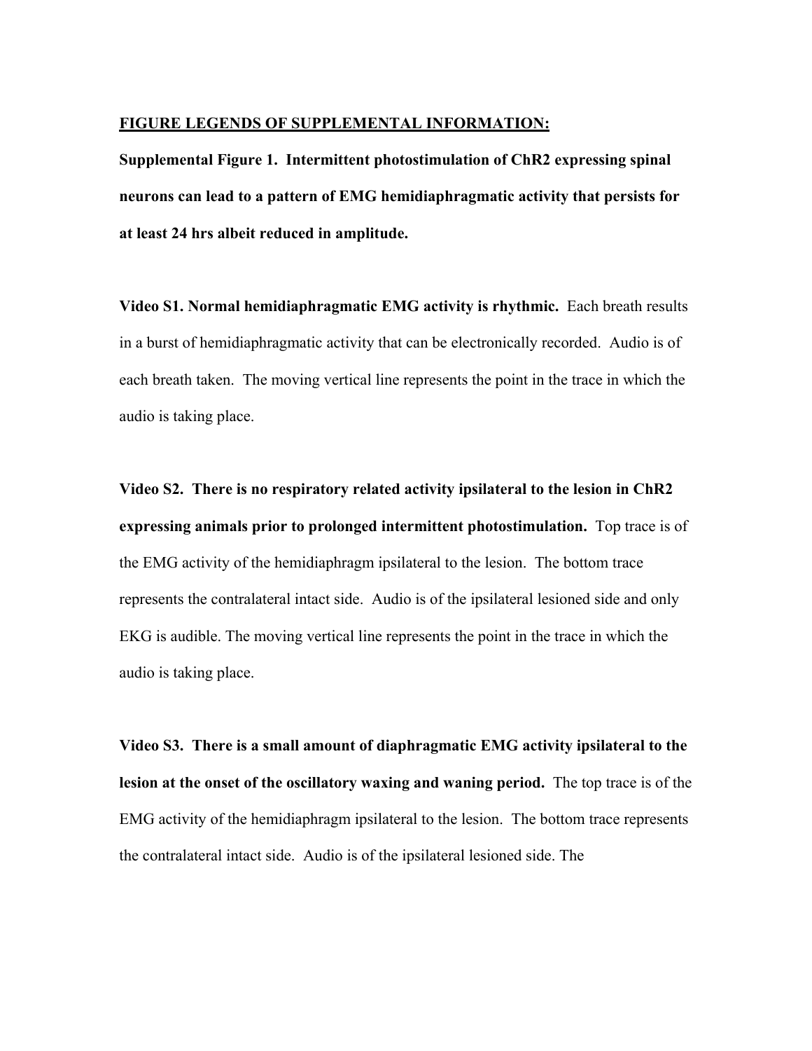**FIGURE LEGENDS OF SUPPLEMENTAL INFORMATION:**

**Supplemental Figure 1. Intermittent photostimulation of ChR2 expressing spinal neurons can lead to a pattern of EMG hemidiaphragmatic activity that persists for at least 24 hrs albeit reduced in amplitude.**

**Video S1. Normal hemidiaphragmatic EMG activity is rhythmic.** Each breath results in a burst of hemidiaphragmatic activity that can be electronically recorded. Audio is of each breath taken. The moving vertical line represents the point in the trace in which the audio is taking place.

**Video S2. There is no respiratory related activity ipsilateral to the lesion in ChR2 expressing animals prior to prolonged intermittent photostimulation.** Top trace is of the EMG activity of the hemidiaphragm ipsilateral to the lesion. The bottom trace represents the contralateral intact side. Audio is of the ipsilateral lesioned side and only EKG is audible. The moving vertical line represents the point in the trace in which the audio is taking place.

**Video S3. There is a small amount of diaphragmatic EMG activity ipsilateral to the lesion at the onset of the oscillatory waxing and waning period.** The top trace is of the EMG activity of the hemidiaphragm ipsilateral to the lesion. The bottom trace represents the contralateral intact side. Audio is of the ipsilateral lesioned side. The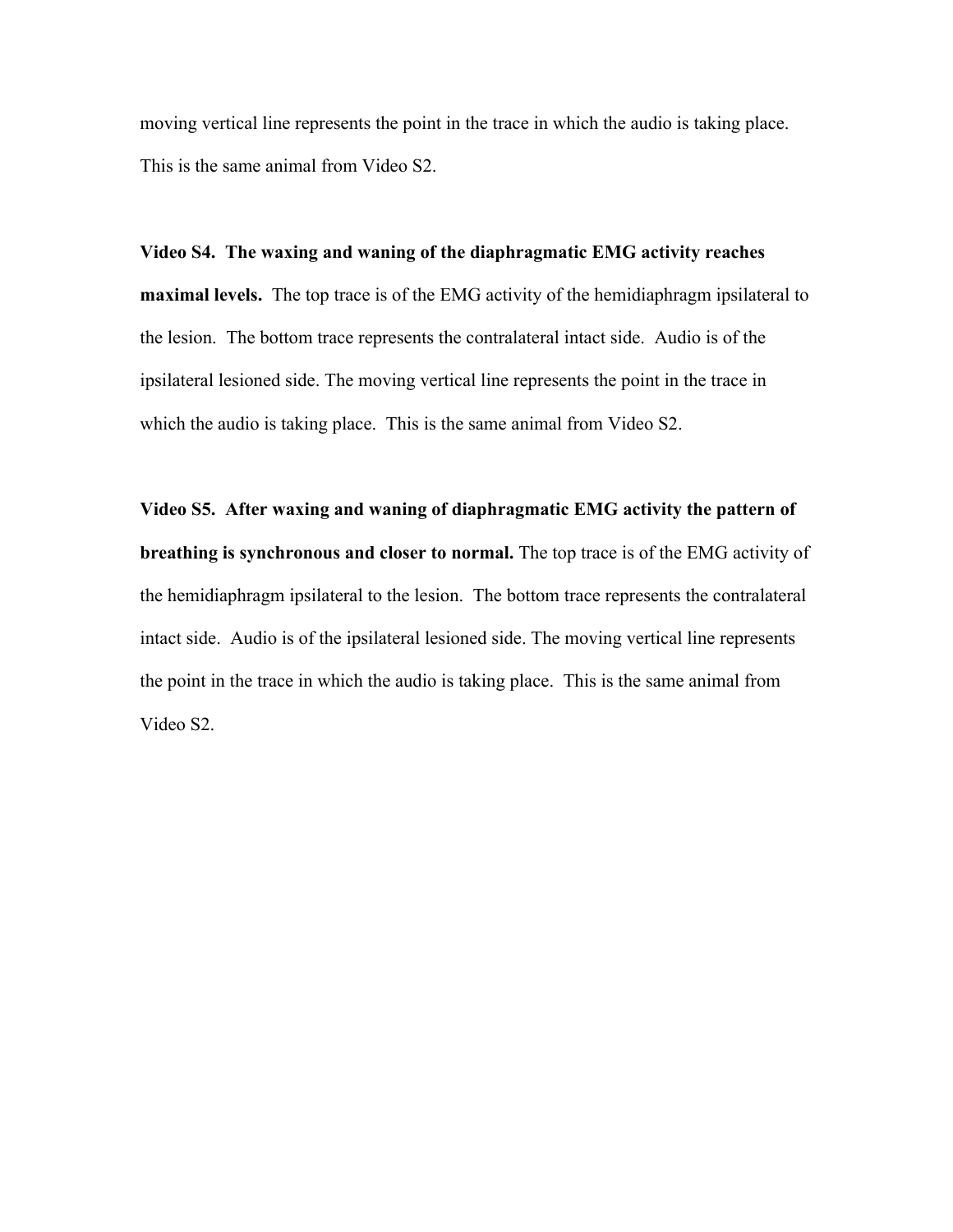moving vertical line represents the point in the trace in which the audio is taking place. This is the same animal from Video S2.

**Video S4. The waxing and waning of the diaphragmatic EMG activity reaches maximal levels.** The top trace is of the EMG activity of the hemidiaphragm ipsilateral to the lesion. The bottom trace represents the contralateral intact side. Audio is of the ipsilateral lesioned side. The moving vertical line represents the point in the trace in which the audio is taking place. This is the same animal from Video S2.

**Video S5. After waxing and waning of diaphragmatic EMG activity the pattern of breathing is synchronous and closer to normal.** The top trace is of the EMG activity of the hemidiaphragm ipsilateral to the lesion. The bottom trace represents the contralateral intact side. Audio is of the ipsilateral lesioned side. The moving vertical line represents the point in the trace in which the audio is taking place. This is the same animal from Video S2.